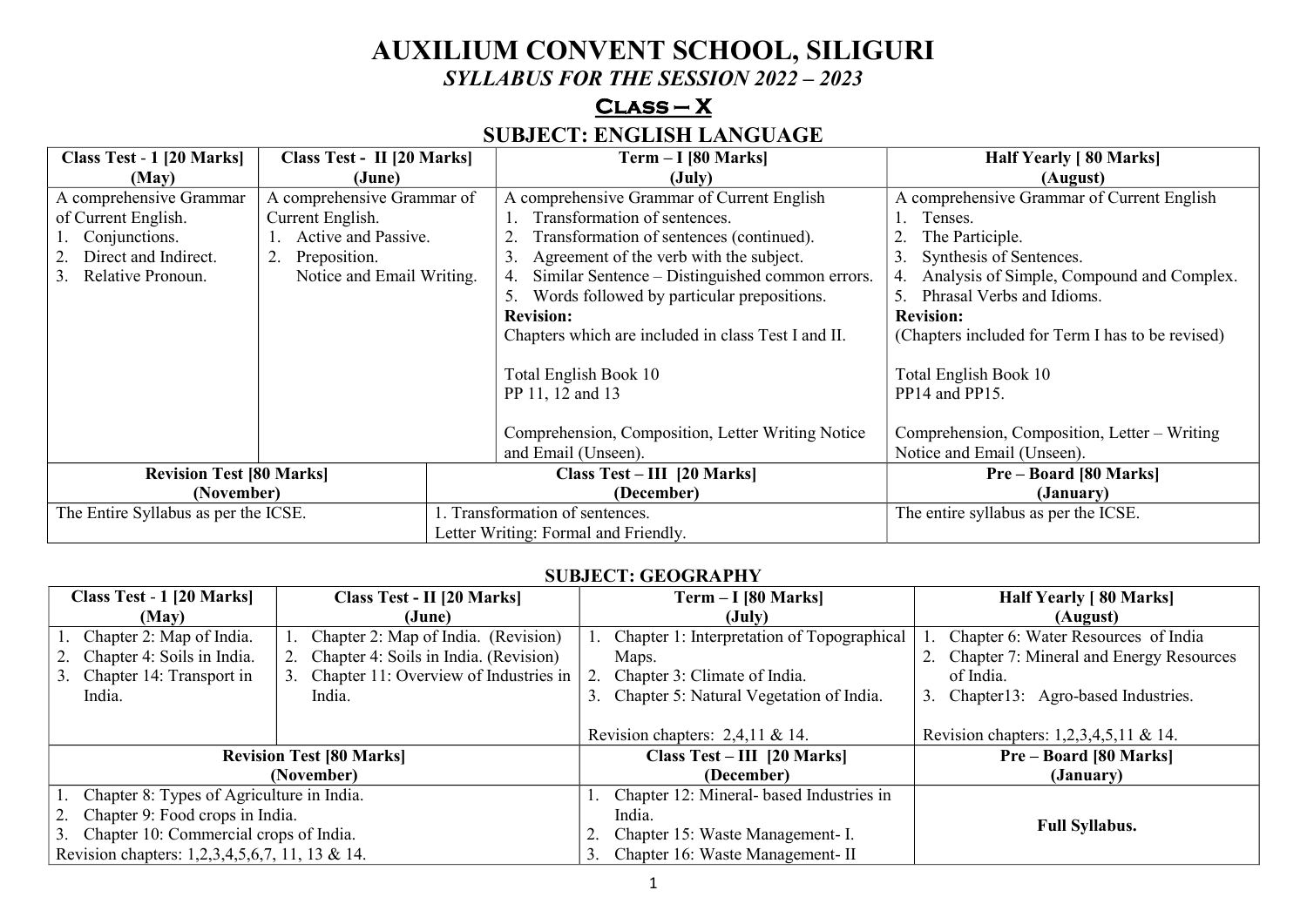# AUXILIUM CONVENT SCHOOL, SILIGURI

## *SYLLABUS FOR THE SESSION 2022 – 2023*

## Class – X

### SUBJECT: ENGLISH LANGUAGE

| Class Test - 1 [20 Marks] (May) | Class Test - II [20 Marks] (June) | Term – I [80 Marks] (July) | Half Yearly [ 80 Marks] (August) |
|---|---|---|---|
| A comprehensive Grammar of Current English.<br>1. Conjunctions.<br>2. Direct and Indirect.<br>3. Relative Pronoun. | A comprehensive Grammar of Current English.<br>1. Active and Passive.<br>2. Preposition.<br>Notice and Email Writing. | A comprehensive Grammar of Current English<br>1. Transformation of sentences.<br>2. Transformation of sentences (continued).<br>3. Agreement of the verb with the subject.<br>4. Similar Sentence – Distinguished common errors.<br>5. Words followed by particular prepositions.<br>**Revision:**<br>Chapters which are included in class Test I and II.<br><br>Total English Book 10<br>PP 11, 12 and 13<br><br>Comprehension, Composition, Letter Writing Notice and Email (Unseen). | A comprehensive Grammar of Current English<br>1. Tenses.<br>2. The Participle.<br>3. Synthesis of Sentences.<br>4. Analysis of Simple, Compound and Complex.<br>5. Phrasal Verbs and Idioms.<br>**Revision:**<br>(Chapters included for Term I has to be revised)<br><br>Total English Book 10<br>PP14 and PP15.<br><br>Comprehension, Composition, Letter – Writing Notice and Email (Unseen). |

| Revision Test [80 Marks] (November) | Class Test – III [20 Marks] (December) | Pre – Board [80 Marks] (January) |
|---|---|---|
| The Entire Syllabus as per the ICSE. | 1. Transformation of sentences.<br>Letter Writing: Formal and Friendly. | The entire syllabus as per the ICSE. |

### SUBJECT: GEOGRAPHY

| Class Test - 1 [20 Marks] (May) | Class Test - II [20 Marks] (June) | Term – I [80 Marks] (July) | Half Yearly [ 80 Marks] (August) |
|---|---|---|---|
| 1. Chapter 2: Map of India.<br>2. Chapter 4: Soils in India.<br>3. Chapter 14: Transport in India. | 1. Chapter 2: Map of India. (Revision)<br>2. Chapter 4: Soils in India. (Revision)<br>3. Chapter 11: Overview of Industries in India. | 1. Chapter 1: Interpretation of Topographical Maps.<br>2. Chapter 3: Climate of India.<br>3. Chapter 5: Natural Vegetation of India.<br><br>Revision chapters: 2,4,11 & 14. | 1. Chapter 6: Water Resources of India<br>2. Chapter 7: Mineral and Energy Resources of India.<br>3. Chapter13: Agro-based Industries.<br><br>Revision chapters: 1,2,3,4,5,11 & 14. |

| Revision Test [80 Marks] (November) | Class Test – III [20 Marks] (December) | Pre – Board [80 Marks] (January) |
|---|---|---|
| 1. Chapter 8: Types of Agriculture in India.<br>2. Chapter 9: Food crops in India.<br>3. Chapter 10: Commercial crops of India.<br>Revision chapters: 1,2,3,4,5,6,7, 11, 13 & 14. | 1. Chapter 12: Mineral- based Industries in India.<br>2. Chapter 15: Waste Management- I.<br>3. Chapter 16: Waste Management- II | **Full Syllabus.** |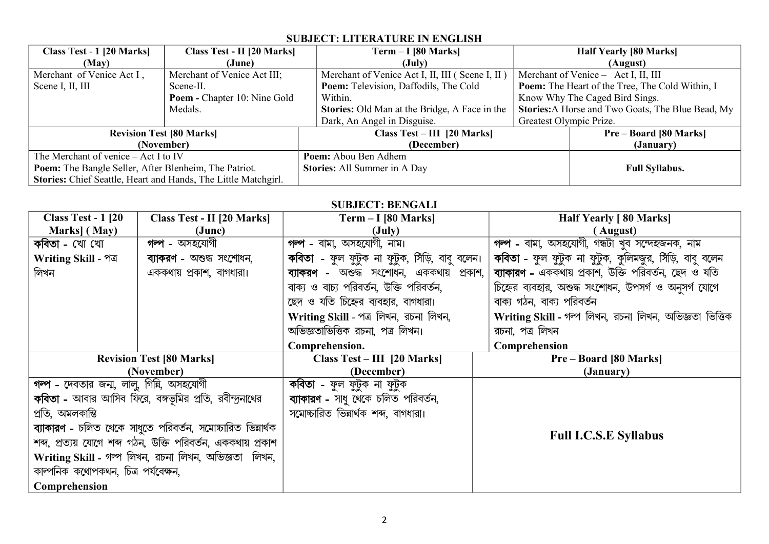## SUBJECT: LITERATURE IN ENGLISH

| Class Test - 1 [20 Marks] (May) | Class Test - II [20 Marks] (June) | Term – I [80 Marks] (July) | Half Yearly [80 Marks] (August) |
|---|---|---|---|
| Merchant of Venice Act I, Scene I, II, III | Merchant of Venice Act III; Scene-II. **Poem -** Chapter 10: Nine Gold Medals. | Merchant of Venice Act I, II, III ( Scene I, II ) **Poem:** Television, Daffodils, The Cold Within. **Stories:** Old Man at the Bridge, A Face in the Dark, An Angel in Disguise. | Merchant of Venice – Act I, II, III **Poem:** The Heart of the Tree, The Cold Within, I Know Why The Caged Bird Sings. **Stories:**A Horse and Two Goats, The Blue Bead, My Greatest Olympic Prize. |

| Revision Test [80 Marks] (November) | Class Test – III [20 Marks] (December) | Pre – Board [80 Marks] (January) |
|---|---|---|
| The Merchant of venice – Act I to IV **Poem:** The Bangle Seller, After Blenheim, The Patriot. **Stories:** Chief Seattle, Heart and Hands, The Little Matchgirl. | **Poem:** Abou Ben Adhem **Stories:** All Summer in A Day | **Full Syllabus.** |

## SUBJECT: BENGALI

| Class Test - 1 [20 Marks] ( May) | Class Test - II [20 Marks] (June) | Term – I [80 Marks] (July) | Half Yearly [ 80 Marks] ( August) |
|---|---|---|---|
| **কবিতা -** খো খো **Writing Skill -** পত্র লিখন | **গল্প -** অসহযোগী **ব্যাকরণ -** অশুদ্ধ সংশোধন, এককথায় প্রকাশ, বাগধারা। | **গল্প -** বামা, অসহযোগী, নাম। **কবিতা -** ফুল ফুটুক না ফুটুক, সিঁড়ি, বাবু বলেন। **ব্যাকরণ -** অশুদ্ধ সংশোধন, এককথায় প্রকাশ, বাক্য ও বাচ্য পরিবর্তন, উক্তি পরিবর্তন, ছেদ ও যতি চিহ্নের ব্যবহার, বাগধারা। **Writing Skill -** পত্র লিখন, রচনা লিখন, অভিজ্ঞতাভিত্তিক রচনা, পত্র লিখন। **Comprehension.** | **গল্প -** বামা, অসহযোগী, গন্ধটা খুব সন্দেহজনক, নাম **কবিতা -** ফুল ফুটুক না ফুটুক, কুলিমজুর, সিঁড়ি, বাবু বলেন **ব্যাকারণ -** এককথায় প্রকাশ, উক্তি পরিবর্তন, ছেদ ও যতি চিহ্নের ব্যবহার, অশুদ্ধ সংশোধন, উপসর্গ ও অনুসর্গ যোগে বাক্য গঠন, বাক্য পরিবর্তন **Writing Skill -** গল্প লিখন, রচনা লিখন, অভিজ্ঞতা ভিত্তিক রচনা, পত্র লিখন **Comprehension** |

| Revision Test [80 Marks] (November) | Class Test – III [20 Marks] (December) | Pre – Board [80 Marks] (January) |
|---|---|---|
| **গল্প -** দেবতার জন্ম, লালু, গিন্নি, অসহযোগী **কবিতা -** আবার আসিব ফিরে, বঙ্গভূমির প্রতি, রবীন্দ্রনাথের প্রতি, অমলকান্তি **ব্যাকরণ -** চলিত থেকে সাধুতে পরিবর্তন, সমোচ্চারিত ভিন্নার্থক শব্দ, প্রত্যয় যোগে শব্দ গঠন, উক্তি পরিবর্তন, এককথায় প্রকাশ **Writing Skill -** গল্প লিখন, রচনা লিখন, অভিজ্ঞতা লিখন, কাল্পনিক কথোপকথন, চিত্র পর্যবেক্ষন, **Comprehension** | **কবিতা -** ফুল ফুটুক না ফুটুক **ব্যাকারণ -** সাধু থেকে চলিত পরিবর্তন, সমোচ্চারিত ভিন্নার্থক শব্দ, বাগধারা। | **Full I.C.S.E Syllabus** |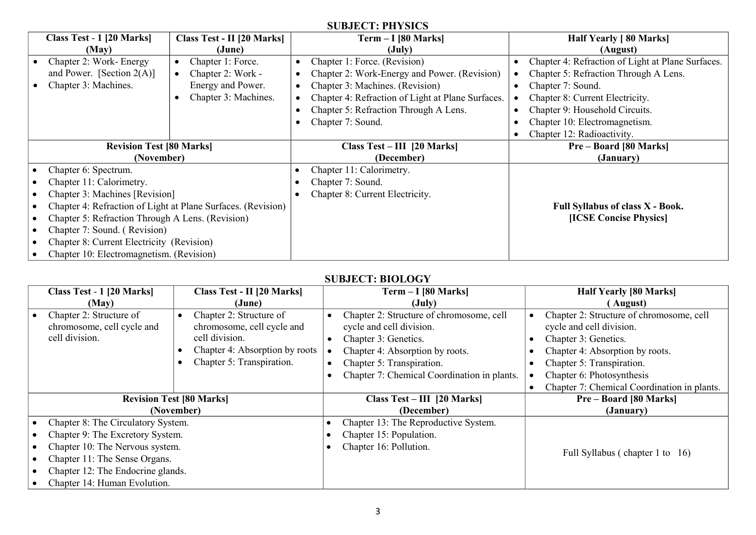## SUBJECT: PHYSICS

| Class Test - 1 [20 Marks] (May) | Class Test - II [20 Marks] (June) | Term – I [80 Marks] (July) | Half Yearly [ 80 Marks] (August) |
|---|---|---|---|
| • Chapter 2: Work- Energy and Power. [Section 2(A)]<br>• Chapter 3: Machines. | • Chapter 1: Force.<br>• Chapter 2: Work - Energy and Power.<br>• Chapter 3: Machines. | • Chapter 1: Force. (Revision)<br>• Chapter 2: Work-Energy and Power. (Revision)<br>• Chapter 3: Machines. (Revision)<br>• Chapter 4: Refraction of Light at Plane Surfaces.<br>• Chapter 5: Refraction Through A Lens.<br>• Chapter 7: Sound. | • Chapter 4: Refraction of Light at Plane Surfaces.<br>• Chapter 5: Refraction Through A Lens.<br>• Chapter 7: Sound.<br>• Chapter 8: Current Electricity.<br>• Chapter 9: Household Circuits.<br>• Chapter 10: Electromagnetism.<br>• Chapter 12: Radioactivity. |

| Revision Test [80 Marks] (November) | Class Test – III [20 Marks] (December) | Pre – Board [80 Marks] (January) |
|---|---|---|
| • Chapter 6: Spectrum.<br>• Chapter 11: Calorimetry.<br>• Chapter 3: Machines [Revision]<br>• Chapter 4: Refraction of Light at Plane Surfaces. (Revision)<br>• Chapter 5: Refraction Through A Lens. (Revision)<br>• Chapter 7: Sound. ( Revision)<br>• Chapter 8: Current Electricity (Revision)<br>• Chapter 10: Electromagnetism. (Revision) | • Chapter 11: Calorimetry.<br>• Chapter 7: Sound.<br>• Chapter 8: Current Electricity. | **Full Syllabus of class X - Book. [ICSE Concise Physics]** |

## SUBJECT: BIOLOGY

| Class Test - 1 [20 Marks] (May) | Class Test - II [20 Marks] (June) | Term – I [80 Marks] (July) | Half Yearly [80 Marks] ( August) |
|---|---|---|---|
| • Chapter 2: Structure of chromosome, cell cycle and cell division. | • Chapter 2: Structure of chromosome, cell cycle and cell division.<br>• Chapter 4: Absorption by roots<br>• Chapter 5: Transpiration. | • Chapter 2: Structure of chromosome, cell cycle and cell division.<br>• Chapter 3: Genetics.<br>• Chapter 4: Absorption by roots.<br>• Chapter 5: Transpiration.<br>• Chapter 7: Chemical Coordination in plants. | • Chapter 2: Structure of chromosome, cell cycle and cell division.<br>• Chapter 3: Genetics.<br>• Chapter 4: Absorption by roots.<br>• Chapter 5: Transpiration.<br>• Chapter 6: Photosynthesis<br>• Chapter 7: Chemical Coordination in plants. |

| Revision Test [80 Marks] (November) | Class Test – III [20 Marks] (December) | Pre – Board [80 Marks] (January) |
|---|---|---|
| • Chapter 8: The Circulatory System.<br>• Chapter 9: The Excretory System.<br>• Chapter 10: The Nervous system.<br>• Chapter 11: The Sense Organs.<br>• Chapter 12: The Endocrine glands.<br>• Chapter 14: Human Evolution. | • Chapter 13: The Reproductive System.<br>• Chapter 15: Population.<br>• Chapter 16: Pollution. | Full Syllabus ( chapter 1 to 16) |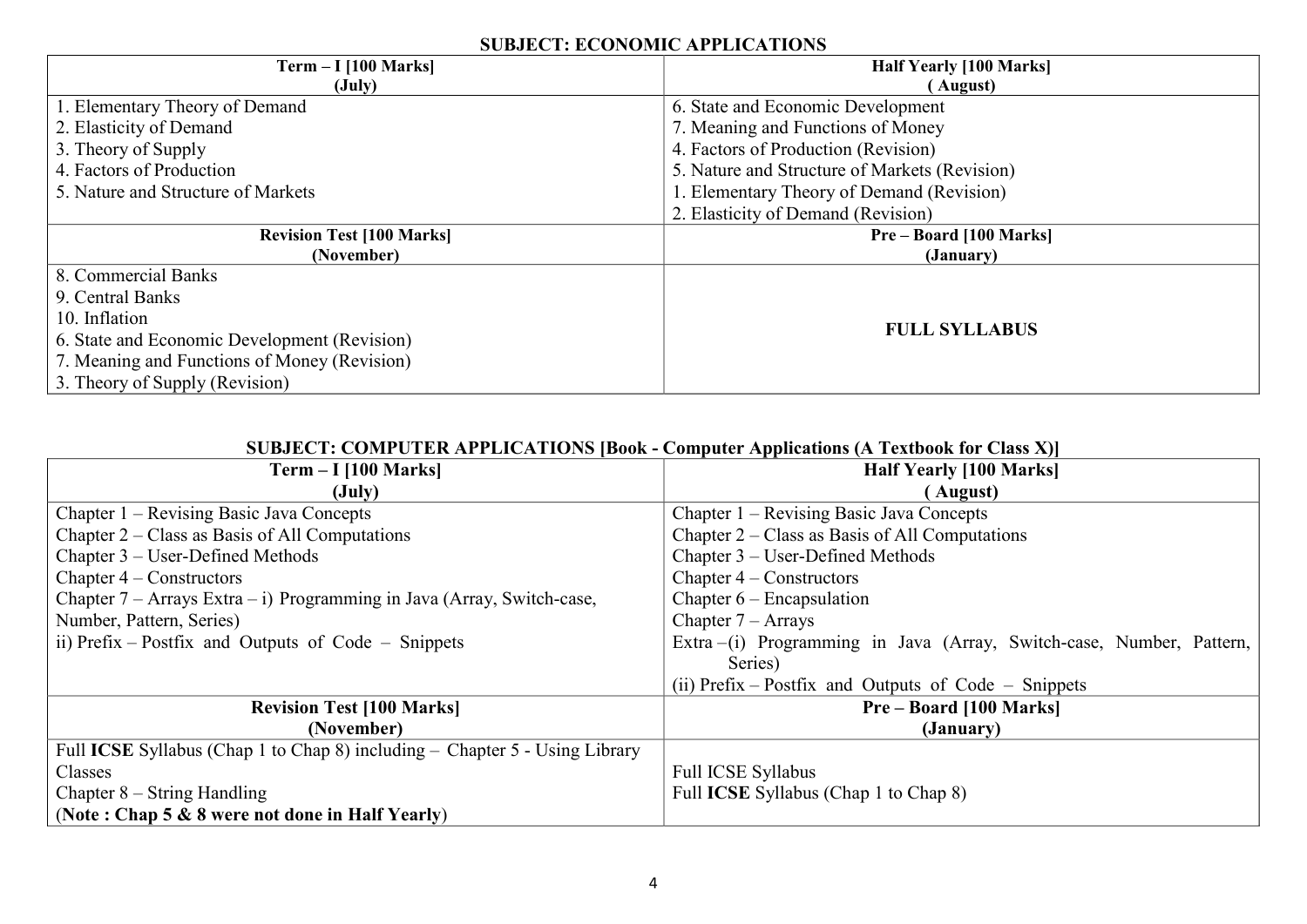**SUBJECT: ECONOMIC APPLICATIONS**

| **Term – I [100 Marks] (July)** | **Half Yearly [100 Marks] ( August)** |
|---|---|
| 1. Elementary Theory of Demand<br>2. Elasticity of Demand<br>3. Theory of Supply<br>4. Factors of Production<br>5. Nature and Structure of Markets | 6. State and Economic Development<br>7. Meaning and Functions of Money<br>4. Factors of Production (Revision)<br>5. Nature and Structure of Markets (Revision)<br>1. Elementary Theory of Demand (Revision)<br>2. Elasticity of Demand (Revision) |
| **Revision Test [100 Marks] (November)** | **Pre – Board [100 Marks] (January)** |
| 8. Commercial Banks<br>9. Central Banks<br>10. Inflation<br>6. State and Economic Development (Revision)<br>7. Meaning and Functions of Money (Revision)<br>3. Theory of Supply (Revision) | **FULL SYLLABUS** |

**SUBJECT: COMPUTER APPLICATIONS [Book - Computer Applications (A Textbook for Class X)]**

| **Term – I [100 Marks] (July)** | **Half Yearly [100 Marks] ( August)** |
|---|---|
| Chapter 1 – Revising Basic Java Concepts<br>Chapter 2 – Class as Basis of All Computations<br>Chapter 3 – User-Defined Methods<br>Chapter 4 – Constructors<br>Chapter 7 – Arrays Extra – i) Programming in Java (Array, Switch-case, Number, Pattern, Series)<br>ii) Prefix – Postfix and Outputs of Code – Snippets | Chapter 1 – Revising Basic Java Concepts<br>Chapter 2 – Class as Basis of All Computations<br>Chapter 3 – User-Defined Methods<br>Chapter 4 – Constructors<br>Chapter 6 – Encapsulation<br>Chapter 7 – Arrays<br>Extra –(i) Programming in Java (Array, Switch-case, Number, Pattern, Series)<br>(ii) Prefix – Postfix and Outputs of Code – Snippets |
| **Revision Test [100 Marks] (November)** | **Pre – Board [100 Marks] (January)** |
| Full **ICSE** Syllabus (Chap 1 to Chap 8) including – Chapter 5 - Using Library Classes<br>Chapter 8 – String Handling<br>(**Note : Chap 5 & 8 were not done in Half Yearly**) | Full ICSE Syllabus<br>Full **ICSE** Syllabus (Chap 1 to Chap 8) |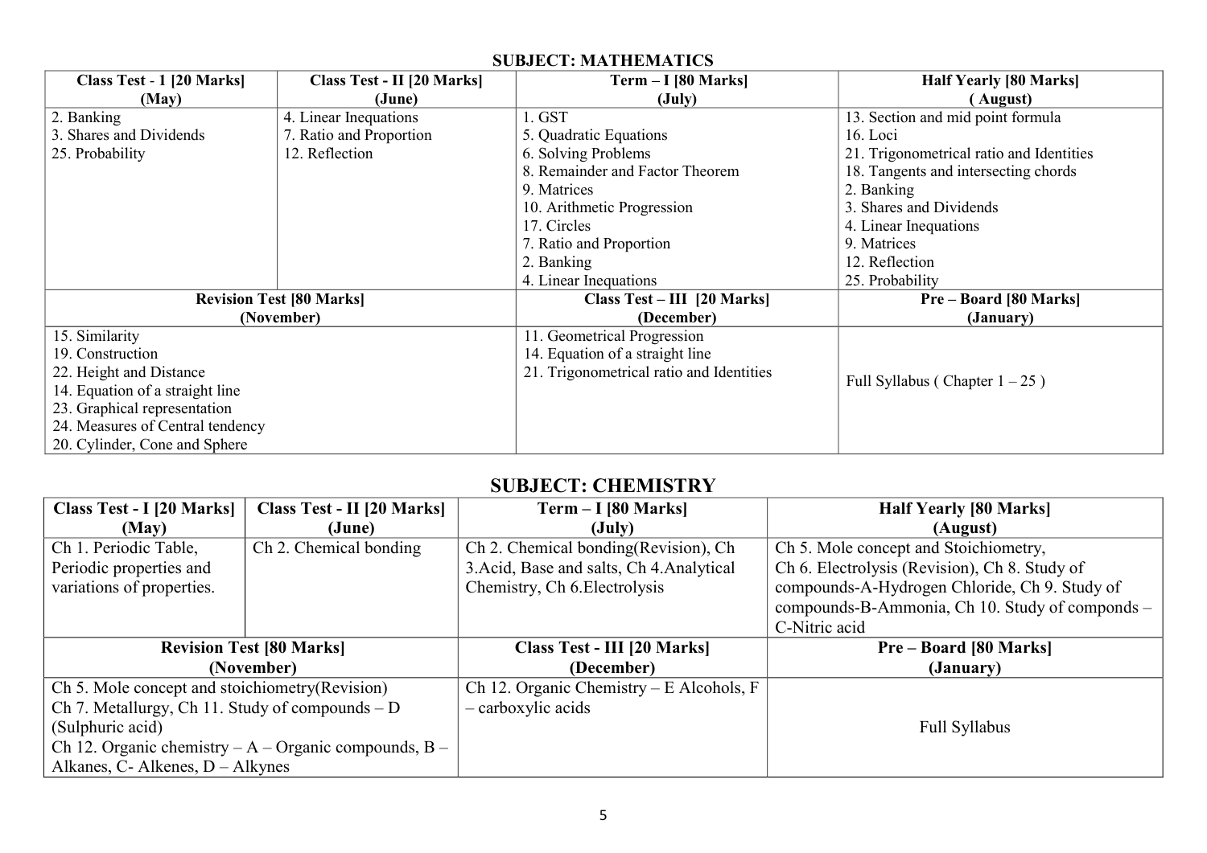## SUBJECT: MATHEMATICS

| Class Test - 1 [20 Marks] (May) | Class Test - II [20 Marks] (June) | Term – I [80 Marks] (July) | Half Yearly [80 Marks] ( August) |
|---|---|---|---|
| 2. Banking<br>3. Shares and Dividends<br>25. Probability | 4. Linear Inequations<br>7. Ratio and Proportion<br>12. Reflection | 1. GST<br>5. Quadratic Equations<br>6. Solving Problems<br>8. Remainder and Factor Theorem<br>9. Matrices<br>10. Arithmetic Progression<br>17. Circles<br>7. Ratio and Proportion<br>2. Banking<br>4. Linear Inequations | 13. Section and mid point formula<br>16. Loci<br>21. Trigonometrical ratio and Identities<br>18. Tangents and intersecting chords<br>2. Banking<br>3. Shares and Dividends<br>4. Linear Inequations<br>9. Matrices<br>12. Reflection<br>25. Probability |
| **Revision Test [80 Marks] (November)** | | **Class Test – III [20 Marks] (December)** | **Pre – Board [80 Marks] (January)** |
| 15. Similarity<br>19. Construction<br>22. Height and Distance<br>14. Equation of a straight line<br>23. Graphical representation<br>24. Measures of Central tendency<br>20. Cylinder, Cone and Sphere | | 11. Geometrical Progression<br>14. Equation of a straight line<br>21. Trigonometrical ratio and Identities | Full Syllabus ( Chapter 1 – 25 ) |

## SUBJECT: CHEMISTRY

| Class Test - I [20 Marks] (May) | Class Test - II [20 Marks] (June) | Term – I [80 Marks] (July) | Half Yearly [80 Marks] (August) |
|---|---|---|---|
| Ch 1. Periodic Table, Periodic properties and variations of properties. | Ch 2. Chemical bonding | Ch 2. Chemical bonding(Revision), Ch 3.Acid, Base and salts, Ch 4.Analytical Chemistry, Ch 6.Electrolysis | Ch 5. Mole concept and Stoichiometry, Ch 6. Electrolysis (Revision), Ch 8. Study of compounds-A-Hydrogen Chloride, Ch 9. Study of compounds-B-Ammonia, Ch 10. Study of componds – C-Nitric acid |
| **Revision Test [80 Marks] (November)** | | **Class Test - III [20 Marks] (December)** | **Pre – Board [80 Marks] (January)** |
| Ch 5. Mole concept and stoichiometry(Revision)<br>Ch 7. Metallurgy, Ch 11. Study of compounds – D (Sulphuric acid)<br>Ch 12. Organic chemistry – A – Organic compounds, B – Alkanes, C- Alkenes, D – Alkynes | | Ch 12. Organic Chemistry – E Alcohols, F – carboxylic acids | Full Syllabus |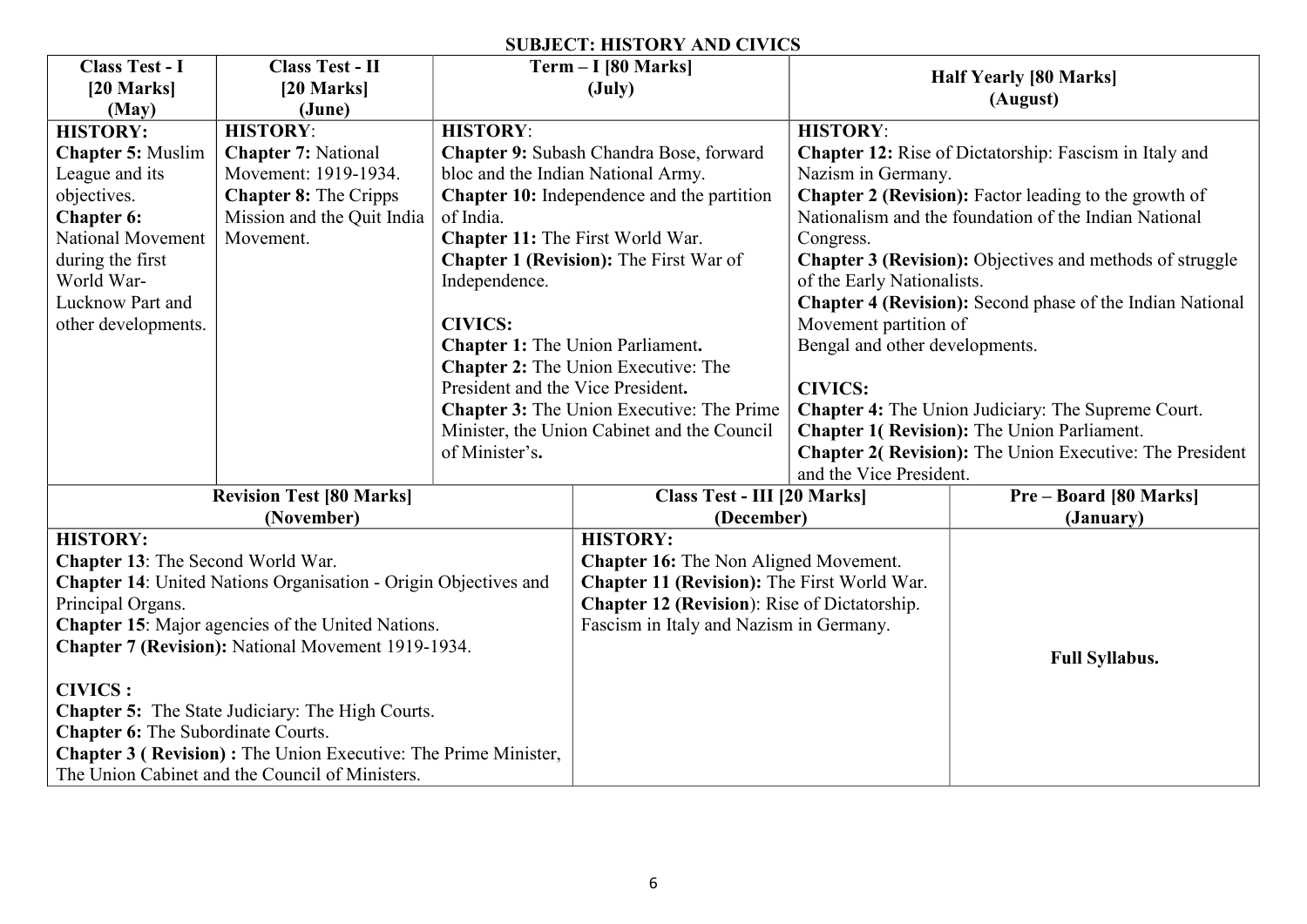## SUBJECT: HISTORY AND CIVICS

| Class Test - I [20 Marks] (May) | Class Test - II [20 Marks] (June) | Term – I [80 Marks] (July) | Half Yearly [80 Marks] (August) |
|---|---|---|---|
| **HISTORY:**<br>**Chapter 5:** Muslim League and its objectives.<br>**Chapter 6:** National Movement during the first World War- Lucknow Part and other developments. | **HISTORY**:<br>**Chapter 7:** National Movement: 1919-1934.<br>**Chapter 8:** The Cripps Mission and the Quit India Movement. | **HISTORY**:<br>**Chapter 9:** Subash Chandra Bose, forward bloc and the Indian National Army.<br>**Chapter 10:** Independence and the partition of India.<br>**Chapter 11:** The First World War.<br>**Chapter 1 (Revision):** The First War of Independence.<br><br>**CIVICS:**<br>**Chapter 1:** The Union Parliament**.**<br>**Chapter 2:** The Union Executive: The President and the Vice President**.**<br>**Chapter 3:** The Union Executive: The Prime Minister, the Union Cabinet and the Council of Minister's**.** | **HISTORY**:<br>**Chapter 12:** Rise of Dictatorship: Fascism in Italy and Nazism in Germany.<br>**Chapter 2 (Revision):** Factor leading to the growth of Nationalism and the foundation of the Indian National Congress.<br>**Chapter 3 (Revision):** Objectives and methods of struggle of the Early Nationalists.<br>**Chapter 4 (Revision):** Second phase of the Indian National Movement partition of Bengal and other developments.<br><br>**CIVICS:**<br>**Chapter 4:** The Union Judiciary: The Supreme Court.<br>**Chapter 1( Revision):** The Union Parliament.<br>**Chapter 2( Revision):** The Union Executive: The President and the Vice President. |

| Revision Test [80 Marks] (November) | Class Test - III [20 Marks] (December) | Pre – Board [80 Marks] (January) |
|---|---|---|
| **HISTORY:**<br>**Chapter 13**: The Second World War.<br>**Chapter 14**: United Nations Organisation - Origin Objectives and Principal Organs.<br>**Chapter 15**: Major agencies of the United Nations.<br>**Chapter 7 (Revision):** National Movement 1919-1934.<br><br>**CIVICS :**<br>**Chapter 5:** The State Judiciary: The High Courts.<br>**Chapter 6:** The Subordinate Courts.<br>**Chapter 3 ( Revision) :** The Union Executive: The Prime Minister, The Union Cabinet and the Council of Ministers. | **HISTORY:**<br>**Chapter 16:** The Non Aligned Movement.<br>**Chapter 11 (Revision):** The First World War.<br>**Chapter 12 (Revision**): Rise of Dictatorship. Fascism in Italy and Nazism in Germany. | **Full Syllabus.** |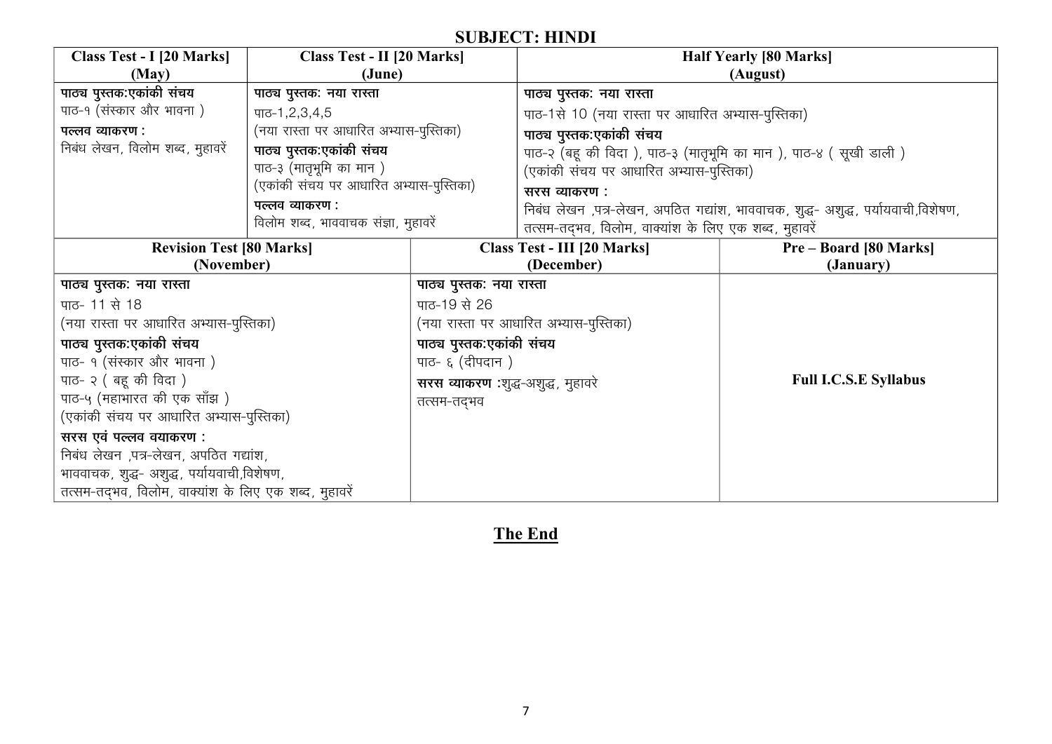## SUBJECT: HINDI

| Class Test - I [20 Marks] (May) | Class Test - II [20 Marks] (June) | Half Yearly [80 Marks] (August) |
|---|---|---|
| **पाठ्य पुस्तक:एकांकी संचय**<br>पाठ-१ (संस्कार और भावना )<br>**पल्लव व्याकरण :**<br>निबंध लेखन, विलोम शब्द, मुहावरें | **पाठ्य पुस्तक: नया रास्ता**<br>पाठ-1,2,3,4,5<br>(नया रास्ता पर आधारित अभ्यास-पुस्तिका)<br>**पाठ्य पुस्तक:एकांकी संचय**<br>पाठ-३ (मातृभूमि का मान )<br>(एकांकी संचय पर आधारित अभ्यास-पुस्तिका)<br>**पल्लव व्याकरण :**<br>विलोम शब्द, भाववाचक संज्ञा, मुहावरें | **पाठ्य पुस्तक: नया रास्ता**<br>पाठ-1से 10 (नया रास्ता पर आधारित अभ्यास-पुस्तिका)<br>**पाठ्य पुस्तक:एकांकी संचय**<br>पाठ-२ (बहू की विदा ), पाठ-३ (मातृभूमि का मान ), पाठ-४ ( सूखी डाली )<br>(एकांकी संचय पर आधारित अभ्यास-पुस्तिका)<br>**सरस व्याकरण :**<br>निबंध लेखन ,पत्र-लेखन, अपठित गद्यांश, भाववाचक, शुद्ध- अशुद्ध, पर्यायवाची,विशेषण, तत्सम-तद्‌भव, विलोम, वाक्यांश के लिए एक शब्द, मुहावरें |

| Revision Test [80 Marks] (November) | Class Test - III [20 Marks] (December) | Pre – Board [80 Marks] (January) |
|---|---|---|
| **पाठ्य पुस्तक: नया रास्ता**<br>पाठ- 11 से 18<br>(नया रास्ता पर आधारित अभ्यास-पुस्तिका)<br>**पाठ्य पुस्तक:एकांकी संचय**<br>पाठ- १ (संस्कार और भावना )<br>पाठ- २ ( बहू की विदा )<br>पाठ-५ (महाभारत की एक साँझ )<br>(एकांकी संचय पर आधारित अभ्यास-पुस्तिका)<br>**सरस एवं पल्लव वयाकरण :**<br>निबंध लेखन ,पत्र-लेखन, अपठित गद्यांश,<br>भाववाचक, शुद्ध- अशुद्ध, पर्यायवाची,विशेषण,<br>तत्सम-तद्‌भव, विलोम, वाक्यांश के लिए एक शब्द, मुहावरें | **पाठ्य पुस्तक: नया रास्ता**<br>पाठ-19 से 26<br>(नया रास्ता पर आधारित अभ्यास-पुस्तिका)<br>**पाठ्य पुस्तक:एकांकी संचय**<br>पाठ- ६ (दीपदान )<br>**सरस व्याकरण** :शुद्ध-अशुद्ध, मुहावरे<br>तत्सम-तद्‌भव | **Full I.C.S.E Syllabus** |

**The End**